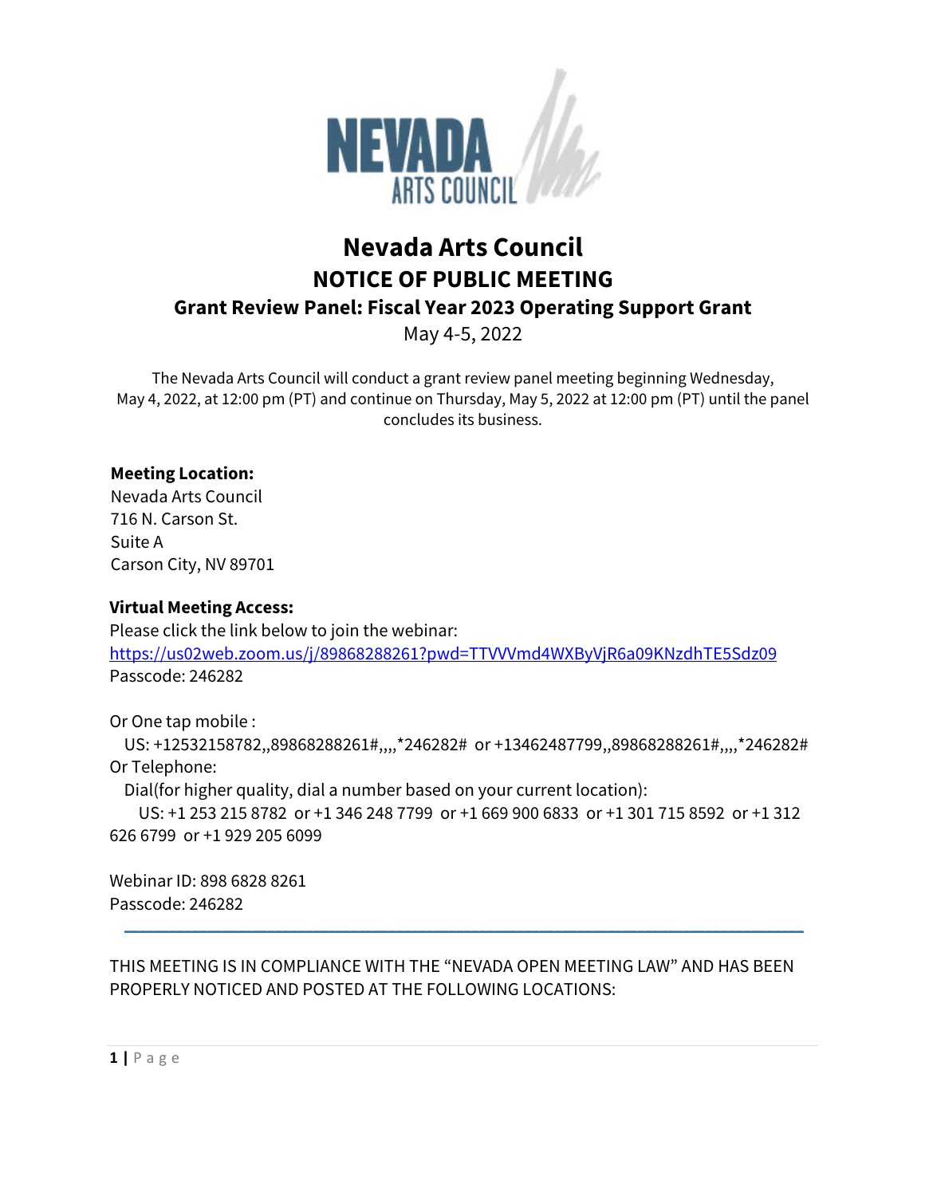# Nevada Arts Council

## NOTICE OF PUBLIC MEETING

### Grant Review Panel: Fiscal Year 2023 Operating Support Grant

May 4-5, 2022

The Nevada Arts Council will conduct a grant review panel meeting beginning Wednesday, May 4, 2022, at 12:00 pm (PT) and continue on Thursday, May 5, 2022 at 12:00 pm (PT) until the panel concludes its business.

**Meeting Location:**
Nevada Arts Council
716 N. Carson St.
Suite A
Carson City, NV 89701

**Virtual Meeting Access:**
Please click the link below to join the webinar:
https://us02web.zoom.us/j/89868288261?pwd=TTVVVmd4WXByVjR6a09KNzdhTE5Sdz09
Passcode: 246282

Or One tap mobile :
US: +12532158782,,89868288261#,,,,*246282# or +13462487799,,89868288261#,,,,*246282#
Or Telephone:
Dial(for higher quality, dial a number based on your current location):
US: +1 253 215 8782 or +1 346 248 7799 or +1 669 900 6833 or +1 301 715 8592 or +1 312 626 6799 or +1 929 205 6099

Webinar ID: 898 6828 8261
Passcode: 246282

---

THIS MEETING IS IN COMPLIANCE WITH THE "NEVADA OPEN MEETING LAW" AND HAS BEEN PROPERLY NOTICED AND POSTED AT THE FOLLOWING LOCATIONS: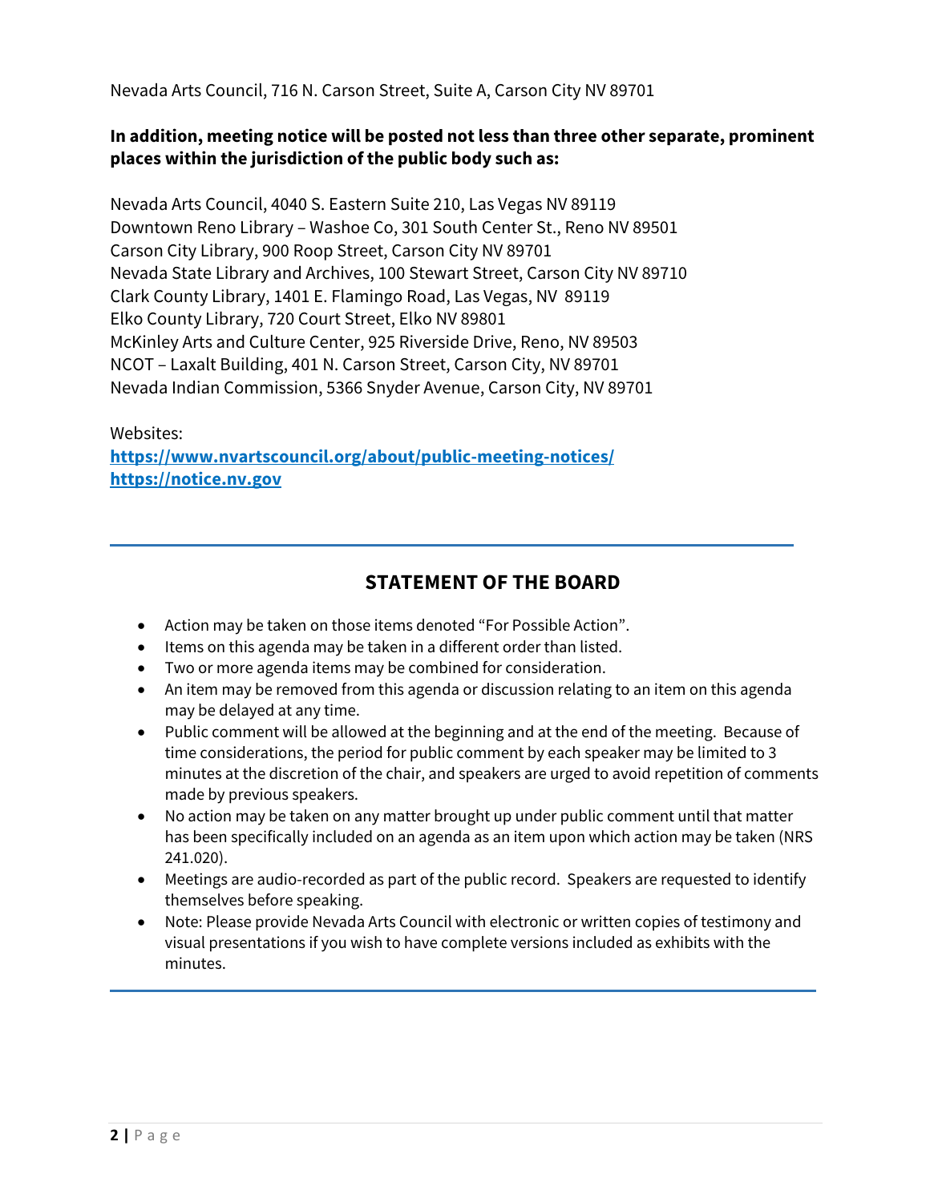Nevada Arts Council, 716 N. Carson Street, Suite A, Carson City NV 89701

**In addition, meeting notice will be posted not less than three other separate, prominent places within the jurisdiction of the public body such as:**

Nevada Arts Council, 4040 S. Eastern Suite 210, Las Vegas NV 89119
Downtown Reno Library – Washoe Co, 301 South Center St., Reno NV 89501
Carson City Library, 900 Roop Street, Carson City NV 89701
Nevada State Library and Archives, 100 Stewart Street, Carson City NV 89710
Clark County Library, 1401 E. Flamingo Road, Las Vegas, NV 89119
Elko County Library, 720 Court Street, Elko NV 89801
McKinley Arts and Culture Center, 925 Riverside Drive, Reno, NV 89503
NCOT – Laxalt Building, 401 N. Carson Street, Carson City, NV 89701
Nevada Indian Commission, 5366 Snyder Avenue, Carson City, NV 89701

Websites:
**https://www.nvartscouncil.org/about/public-meeting-notices/**
**https://notice.nv.gov**

---

## STATEMENT OF THE BOARD

- Action may be taken on those items denoted "For Possible Action".
- Items on this agenda may be taken in a different order than listed.
- Two or more agenda items may be combined for consideration.
- An item may be removed from this agenda or discussion relating to an item on this agenda may be delayed at any time.
- Public comment will be allowed at the beginning and at the end of the meeting. Because of time considerations, the period for public comment by each speaker may be limited to 3 minutes at the discretion of the chair, and speakers are urged to avoid repetition of comments made by previous speakers.
- No action may be taken on any matter brought up under public comment until that matter has been specifically included on an agenda as an item upon which action may be taken (NRS 241.020).
- Meetings are audio-recorded as part of the public record. Speakers are requested to identify themselves before speaking.
- Note: Please provide Nevada Arts Council with electronic or written copies of testimony and visual presentations if you wish to have complete versions included as exhibits with the minutes.

---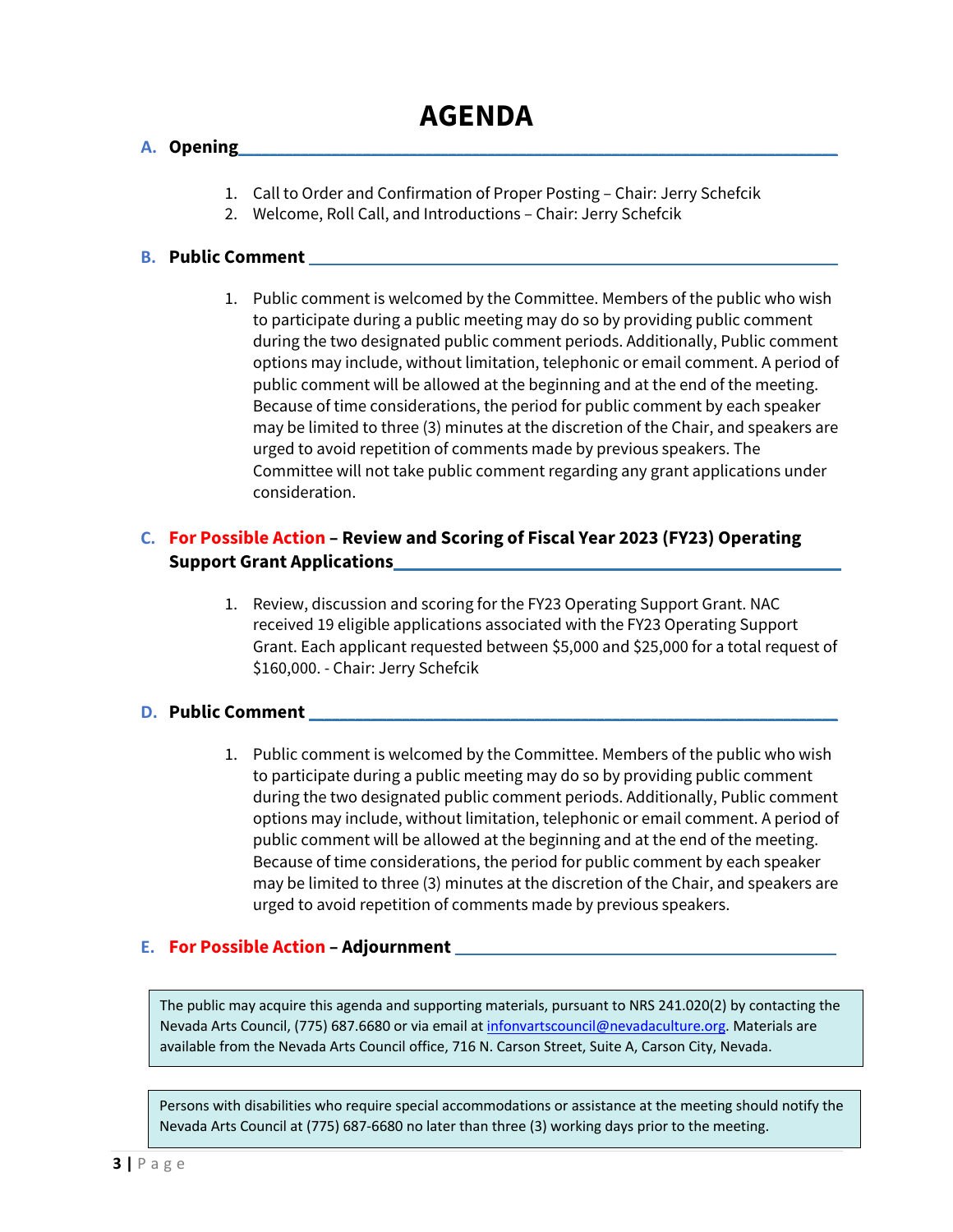# AGENDA

## A. Opening

1. Call to Order and Confirmation of Proper Posting – Chair: Jerry Schefcik
2. Welcome, Roll Call, and Introductions – Chair: Jerry Schefcik

## B. Public Comment

1. Public comment is welcomed by the Committee. Members of the public who wish to participate during a public meeting may do so by providing public comment during the two designated public comment periods. Additionally, Public comment options may include, without limitation, telephonic or email comment. A period of public comment will be allowed at the beginning and at the end of the meeting. Because of time considerations, the period for public comment by each speaker may be limited to three (3) minutes at the discretion of the Chair, and speakers are urged to avoid repetition of comments made by previous speakers. The Committee will not take public comment regarding any grant applications under consideration.

## C. For Possible Action – Review and Scoring of Fiscal Year 2023 (FY23) Operating Support Grant Applications

1. Review, discussion and scoring for the FY23 Operating Support Grant. NAC received 19 eligible applications associated with the FY23 Operating Support Grant. Each applicant requested between $5,000 and $25,000 for a total request of $160,000. - Chair: Jerry Schefcik

## D. Public Comment

1. Public comment is welcomed by the Committee. Members of the public who wish to participate during a public meeting may do so by providing public comment during the two designated public comment periods. Additionally, Public comment options may include, without limitation, telephonic or email comment. A period of public comment will be allowed at the beginning and at the end of the meeting. Because of time considerations, the period for public comment by each speaker may be limited to three (3) minutes at the discretion of the Chair, and speakers are urged to avoid repetition of comments made by previous speakers.

## E. For Possible Action – Adjournment

The public may acquire this agenda and supporting materials, pursuant to NRS 241.020(2) by contacting the Nevada Arts Council, (775) 687.6680 or via email at [infonvartscouncil@nevadaculture.org](mailto:infonvartscouncil@nevadaculture.org). Materials are available from the Nevada Arts Council office, 716 N. Carson Street, Suite A, Carson City, Nevada.

Persons with disabilities who require special accommodations or assistance at the meeting should notify the Nevada Arts Council at (775) 687-6680 no later than three (3) working days prior to the meeting.